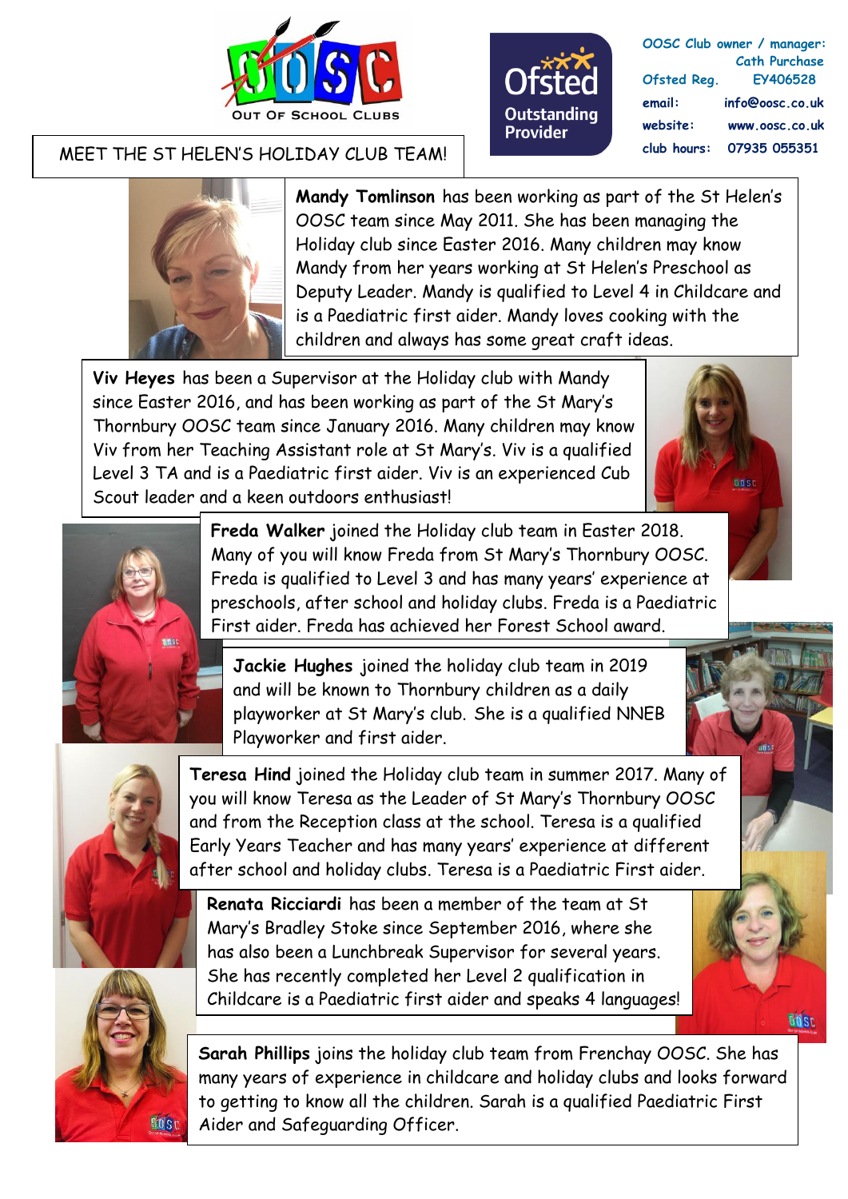OUT OF SCHOOL CLUBS

Ofsted Outstanding Provider

| | |
|---|---|
| OOSC Club owner / manager: | Cath Purchase |
| Ofsted Reg. | EY406528 |
| email: | info@oosc.co.uk |
| website: | www.oosc.co.uk |
| club hours: | 07935 055351 |

# MEET THE ST HELEN'S HOLIDAY CLUB TEAM!

**Mandy Tomlinson** has been working as part of the St Helen's OOSC team since May 2011. She has been managing the Holiday club since Easter 2016. Many children may know Mandy from her years working at St Helen's Preschool as Deputy Leader. Mandy is qualified to Level 4 in Childcare and is a Paediatric first aider. Mandy loves cooking with the children and always has some great craft ideas.

**Viv Heyes** has been a Supervisor at the Holiday club with Mandy since Easter 2016, and has been working as part of the St Mary's Thornbury OOSC team since January 2016. Many children may know Viv from her Teaching Assistant role at St Mary's. Viv is a qualified Level 3 TA and is a Paediatric first aider. Viv is an experienced Cub Scout leader and a keen outdoors enthusiast!

**Freda Walker** joined the Holiday club team in Easter 2018. Many of you will know Freda from St Mary's Thornbury OOSC. Freda is qualified to Level 3 and has many years' experience at preschools, after school and holiday clubs. Freda is a Paediatric First aider. Freda has achieved her Forest School award.

**Jackie Hughes** joined the holiday club team in 2019 and will be known to Thornbury children as a daily playworker at St Mary's club. She is a qualified NNEB Playworker and first aider.

**Teresa Hind** joined the Holiday club team in summer 2017. Many of you will know Teresa as the Leader of St Mary's Thornbury OOSC and from the Reception class at the school. Teresa is a qualified Early Years Teacher and has many years' experience at different after school and holiday clubs. Teresa is a Paediatric First aider.

**Renata Ricciardi** has been a member of the team at St Mary's Bradley Stoke since September 2016, where she has also been a Lunchbreak Supervisor for several years. She has recently completed her Level 2 qualification in Childcare is a Paediatric first aider and speaks 4 languages!

**Sarah Phillips** joins the holiday club team from Frenchay OOSC. She has many years of experience in childcare and holiday clubs and looks forward to getting to know all the children. Sarah is a qualified Paediatric First Aider and Safeguarding Officer.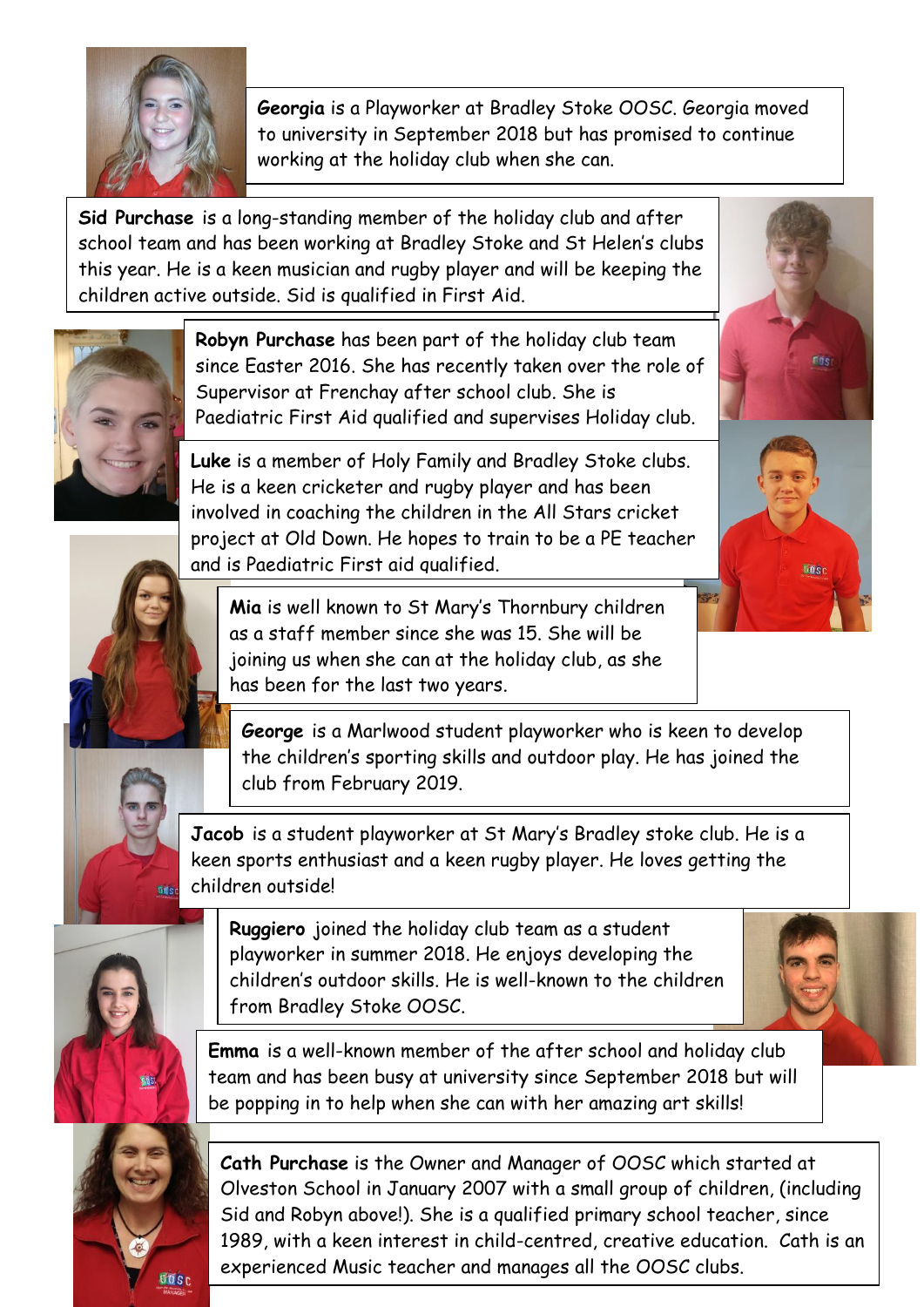**Georgia** is a Playworker at Bradley Stoke OOSC. Georgia moved to university in September 2018 but has promised to continue working at the holiday club when she can.

**Sid Purchase** is a long-standing member of the holiday club and after school team and has been working at Bradley Stoke and St Helen's clubs this year. He is a keen musician and rugby player and will be keeping the children active outside. Sid is qualified in First Aid.

**Robyn Purchase** has been part of the holiday club team since Easter 2016. She has recently taken over the role of Supervisor at Frenchay after school club. She is Paediatric First Aid qualified and supervises Holiday club.

**Luke** is a member of Holy Family and Bradley Stoke clubs. He is a keen cricketer and rugby player and has been involved in coaching the children in the All Stars cricket project at Old Down. He hopes to train to be a PE teacher and is Paediatric First aid qualified.

**Mia** is well known to St Mary's Thornbury children as a staff member since she was 15. She will be joining us when she can at the holiday club, as she has been for the last two years.

**George** is a Marlwood student playworker who is keen to develop the children's sporting skills and outdoor play. He has joined the club from February 2019.

**Jacob** is a student playworker at St Mary's Bradley stoke club. He is a keen sports enthusiast and a keen rugby player. He loves getting the children outside!

**Ruggiero** joined the holiday club team as a student playworker in summer 2018. He enjoys developing the children's outdoor skills. He is well-known to the children from Bradley Stoke OOSC.

**Emma** is a well-known member of the after school and holiday club team and has been busy at university since September 2018 but will be popping in to help when she can with her amazing art skills!

**Cath Purchase** is the Owner and Manager of OOSC which started at Olveston School in January 2007 with a small group of children, (including Sid and Robyn above!). She is a qualified primary school teacher, since 1989, with a keen interest in child-centred, creative education. Cath is an experienced Music teacher and manages all the OOSC clubs.